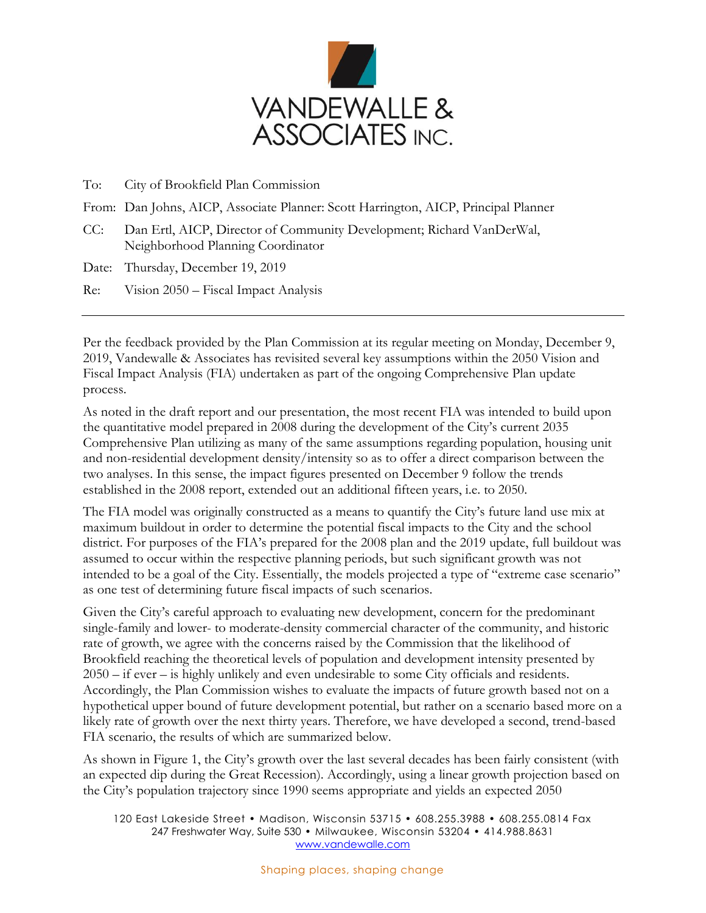VANDEWALLE & ASSOCIATES INC.

To: City of Brookfield Plan Commission

From: Dan Johns, AICP, Associate Planner: Scott Harrington, AICP, Principal Planner

CC: Dan Ertl, AICP, Director of Community Development; Richard VanDerWal, Neighborhood Planning Coordinator

Date: Thursday, December 19, 2019

Re: Vision 2050 – Fiscal Impact Analysis

---

Per the feedback provided by the Plan Commission at its regular meeting on Monday, December 9, 2019, Vandewalle & Associates has revisited several key assumptions within the 2050 Vision and Fiscal Impact Analysis (FIA) undertaken as part of the ongoing Comprehensive Plan update process.

As noted in the draft report and our presentation, the most recent FIA was intended to build upon the quantitative model prepared in 2008 during the development of the City's current 2035 Comprehensive Plan utilizing as many of the same assumptions regarding population, housing unit and non-residential development density/intensity so as to offer a direct comparison between the two analyses. In this sense, the impact figures presented on December 9 follow the trends established in the 2008 report, extended out an additional fifteen years, i.e. to 2050.

The FIA model was originally constructed as a means to quantify the City's future land use mix at maximum buildout in order to determine the potential fiscal impacts to the City and the school district. For purposes of the FIA's prepared for the 2008 plan and the 2019 update, full buildout was assumed to occur within the respective planning periods, but such significant growth was not intended to be a goal of the City. Essentially, the models projected a type of "extreme case scenario" as one test of determining future fiscal impacts of such scenarios.

Given the City's careful approach to evaluating new development, concern for the predominant single-family and lower- to moderate-density commercial character of the community, and historic rate of growth, we agree with the concerns raised by the Commission that the likelihood of Brookfield reaching the theoretical levels of population and development intensity presented by 2050 – if ever – is highly unlikely and even undesirable to some City officials and residents. Accordingly, the Plan Commission wishes to evaluate the impacts of future growth based not on a hypothetical upper bound of future development potential, but rather on a scenario based more on a likely rate of growth over the next thirty years. Therefore, we have developed a second, trend-based FIA scenario, the results of which are summarized below.

As shown in Figure 1, the City's growth over the last several decades has been fairly consistent (with an expected dip during the Great Recession). Accordingly, using a linear growth projection based on the City's population trajectory since 1990 seems appropriate and yields an expected 2050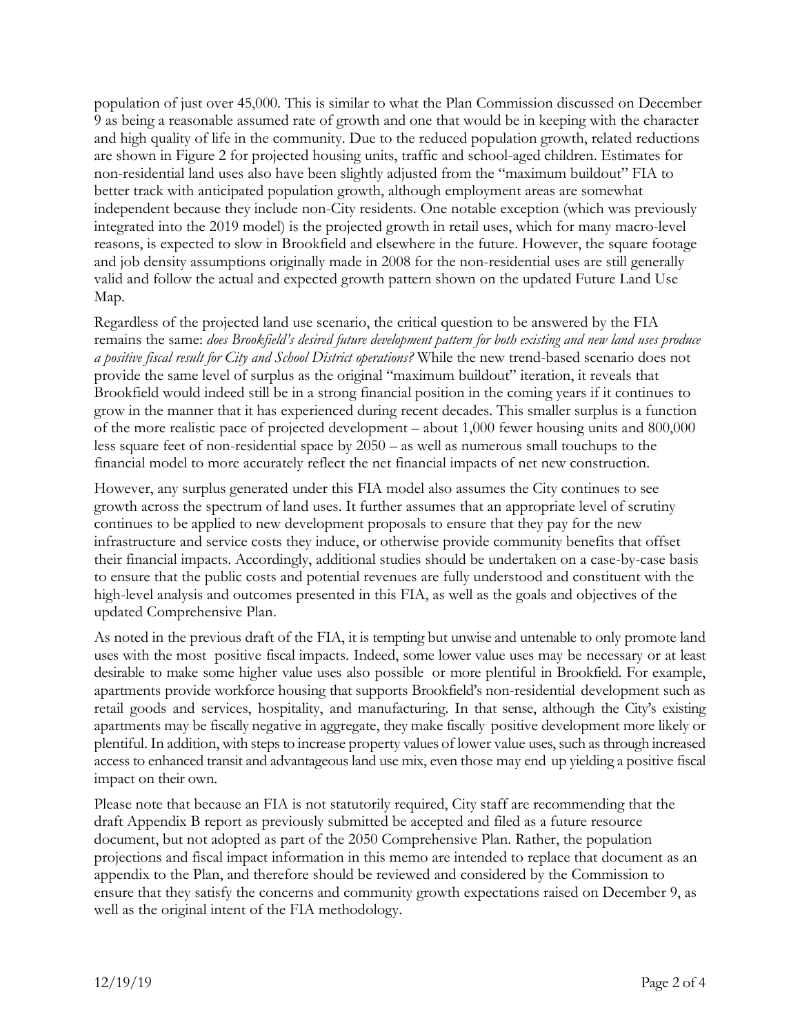population of just over 45,000. This is similar to what the Plan Commission discussed on December 9 as being a reasonable assumed rate of growth and one that would be in keeping with the character and high quality of life in the community. Due to the reduced population growth, related reductions are shown in Figure 2 for projected housing units, traffic and school-aged children. Estimates for non-residential land uses also have been slightly adjusted from the "maximum buildout" FIA to better track with anticipated population growth, although employment areas are somewhat independent because they include non-City residents. One notable exception (which was previously integrated into the 2019 model) is the projected growth in retail uses, which for many macro-level reasons, is expected to slow in Brookfield and elsewhere in the future. However, the square footage and job density assumptions originally made in 2008 for the non-residential uses are still generally valid and follow the actual and expected growth pattern shown on the updated Future Land Use Map.

Regardless of the projected land use scenario, the critical question to be answered by the FIA remains the same: *does Brookfield's desired future development pattern for both existing and new land uses produce a positive fiscal result for City and School District operations?* While the new trend-based scenario does not provide the same level of surplus as the original "maximum buildout" iteration, it reveals that Brookfield would indeed still be in a strong financial position in the coming years if it continues to grow in the manner that it has experienced during recent decades. This smaller surplus is a function of the more realistic pace of projected development – about 1,000 fewer housing units and 800,000 less square feet of non-residential space by 2050 – as well as numerous small touchups to the financial model to more accurately reflect the net financial impacts of net new construction.

However, any surplus generated under this FIA model also assumes the City continues to see growth across the spectrum of land uses. It further assumes that an appropriate level of scrutiny continues to be applied to new development proposals to ensure that they pay for the new infrastructure and service costs they induce, or otherwise provide community benefits that offset their financial impacts. Accordingly, additional studies should be undertaken on a case-by-case basis to ensure that the public costs and potential revenues are fully understood and constituent with the high-level analysis and outcomes presented in this FIA, as well as the goals and objectives of the updated Comprehensive Plan.

As noted in the previous draft of the FIA, it is tempting but unwise and untenable to only promote land uses with the most positive fiscal impacts. Indeed, some lower value uses may be necessary or at least desirable to make some higher value uses also possible or more plentiful in Brookfield. For example, apartments provide workforce housing that supports Brookfield's non-residential development such as retail goods and services, hospitality, and manufacturing. In that sense, although the City's existing apartments may be fiscally negative in aggregate, they make fiscally positive development more likely or plentiful. In addition, with steps to increase property values of lower value uses, such as through increased access to enhanced transit and advantageous land use mix, even those may end up yielding a positive fiscal impact on their own.

Please note that because an FIA is not statutorily required, City staff are recommending that the draft Appendix B report as previously submitted be accepted and filed as a future resource document, but not adopted as part of the 2050 Comprehensive Plan. Rather, the population projections and fiscal impact information in this memo are intended to replace that document as an appendix to the Plan, and therefore should be reviewed and considered by the Commission to ensure that they satisfy the concerns and community growth expectations raised on December 9, as well as the original intent of the FIA methodology.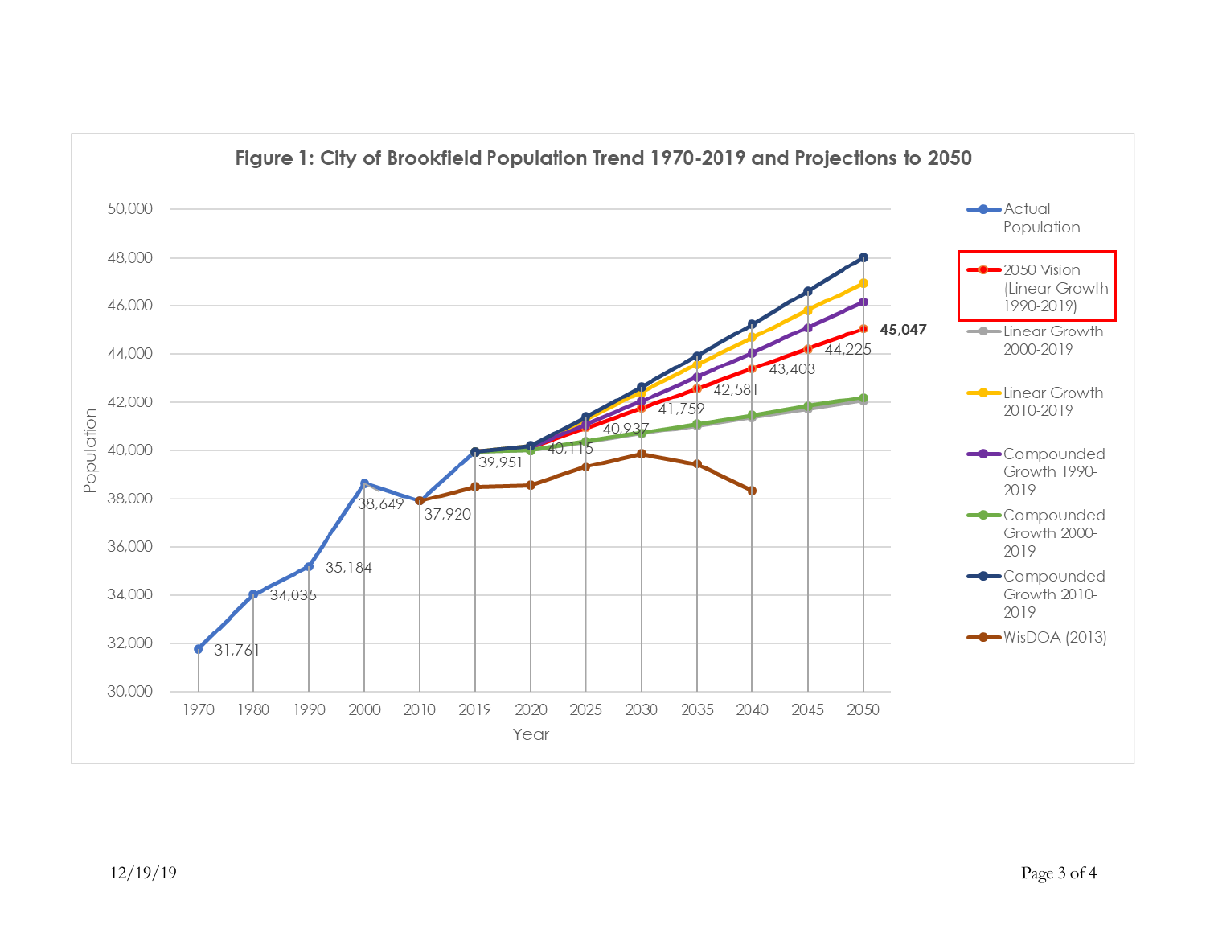**Figure 1: City of Brookfield Population Trend 1970-2019 and Projections to 2050**

| Year | Actual Population | 2050 Vision (Linear Growth 1990-2019) |
|---|---|---|
| 1970 | 31,761 | |
| 1980 | 34,035 | |
| 1990 | 35,184 | |
| 2000 | 38,649 | |
| 2010 | 37,920 | |
| 2019 | 39,951 | |
| 2020 | | 40,115 |
| 2025 | | 40,937 |
| 2030 | | 41,759 |
| 2035 | | 42,581 |
| 2040 | | 43,403 |
| 2045 | | 44,225 |
| 2050 | | **45,047** |

Legend: Actual Population; 2050 Vision (Linear Growth 1990-2019); Linear Growth 2000-2019; Linear Growth 2010-2019; Compounded Growth 1990-2019; Compounded Growth 2000-2019; Compounded Growth 2010-2019; WisDOA (2013)

Axes: Population (30,000–50,000); Year

12/19/19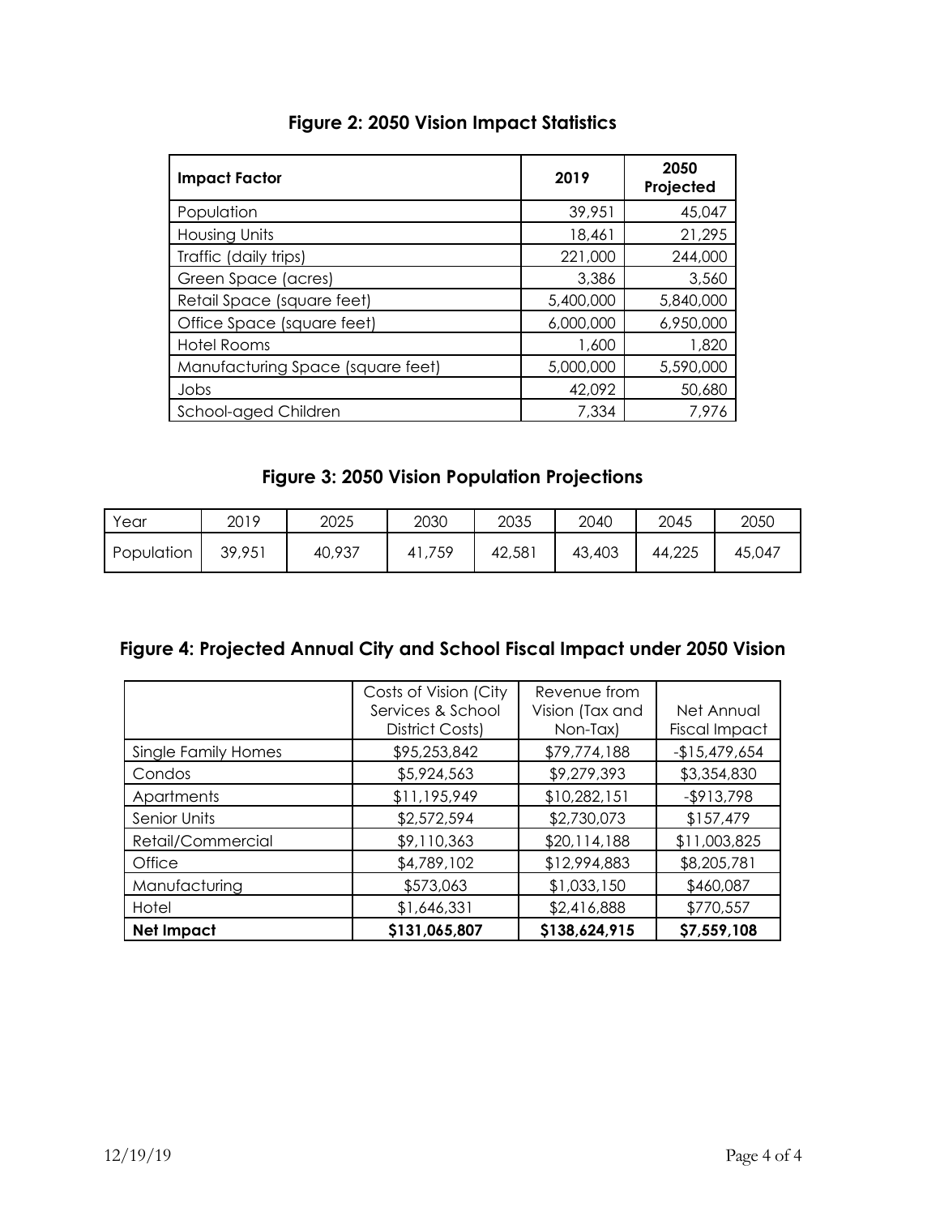## Figure 2: 2050 Vision Impact Statistics

| Impact Factor | 2019 | 2050 Projected |
|---|---|---|
| Population | 39,951 | 45,047 |
| Housing Units | 18,461 | 21,295 |
| Traffic (daily trips) | 221,000 | 244,000 |
| Green Space (acres) | 3,386 | 3,560 |
| Retail Space (square feet) | 5,400,000 | 5,840,000 |
| Office Space (square feet) | 6,000,000 | 6,950,000 |
| Hotel Rooms | 1,600 | 1,820 |
| Manufacturing Space (square feet) | 5,000,000 | 5,590,000 |
| Jobs | 42,092 | 50,680 |
| School-aged Children | 7,334 | 7,976 |

## Figure 3: 2050 Vision Population Projections

| Year | 2019 | 2025 | 2030 | 2035 | 2040 | 2045 | 2050 |
|---|---|---|---|---|---|---|---|
| Population | 39,951 | 40,937 | 41,759 | 42,581 | 43,403 | 44,225 | 45,047 |

## Figure 4: Projected Annual City and School Fiscal Impact under 2050 Vision

| | Costs of Vision (City Services & School District Costs) | Revenue from Vision (Tax and Non-Tax) | Net Annual Fiscal Impact |
|---|---|---|---|
| Single Family Homes | $95,253,842 | $79,774,188 | -$15,479,654 |
| Condos | $5,924,563 | $9,279,393 | $3,354,830 |
| Apartments | $11,195,949 | $10,282,151 | -$913,798 |
| Senior Units | $2,572,594 | $2,730,073 | $157,479 |
| Retail/Commercial | $9,110,363 | $20,114,188 | $11,003,825 |
| Office | $4,789,102 | $12,994,883 | $8,205,781 |
| Manufacturing | $573,063 | $1,033,150 | $460,087 |
| Hotel | $1,646,331 | $2,416,888 | $770,557 |
| **Net Impact** | **$131,065,807** | **$138,624,915** | **$7,559,108** |

12/19/19